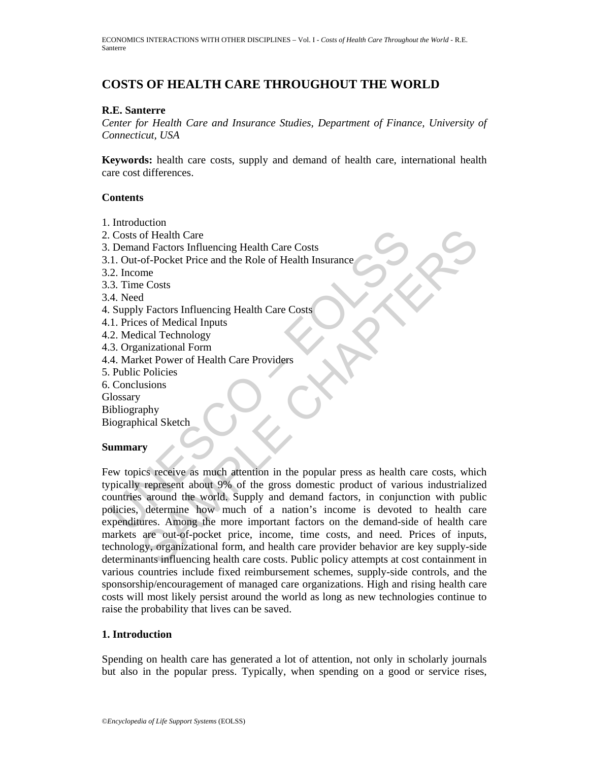# COSTS OF HEALTH CARE THROUGHOUT THE WORLD

**R.E. Santerre**

*Center for Health Care and Insurance Studies, Department of Finance, University of Connecticut, USA*

**Keywords:** health care costs, supply and demand of health care, international health care cost differences.

## Contents

1. Introduction
2. Costs of Health Care
3. Demand Factors Influencing Health Care Costs
3.1. Out-of-Pocket Price and the Role of Health Insurance
3.2. Income
3.3. Time Costs
3.4. Need
4. Supply Factors Influencing Health Care Costs
4.1. Prices of Medical Inputs
4.2. Medical Technology
4.3. Organizational Form
4.4. Market Power of Health Care Providers
5. Public Policies
6. Conclusions

Glossary
Bibliography
Biographical Sketch

## Summary

Few topics receive as much attention in the popular press as health care costs, which typically represent about 9% of the gross domestic product of various industrialized countries around the world. Supply and demand factors, in conjunction with public policies, determine how much of a nation's income is devoted to health care expenditures. Among the more important factors on the demand-side of health care markets are out-of-pocket price, income, time costs, and need. Prices of inputs, technology, organizational form, and health care provider behavior are key supply-side determinants influencing health care costs. Public policy attempts at cost containment in various countries include fixed reimbursement schemes, supply-side controls, and the sponsorship/encouragement of managed care organizations. High and rising health care costs will most likely persist around the world as long as new technologies continue to raise the probability that lives can be saved.

## 1. Introduction

Spending on health care has generated a lot of attention, not only in scholarly journals but also in the popular press. Typically, when spending on a good or service rises,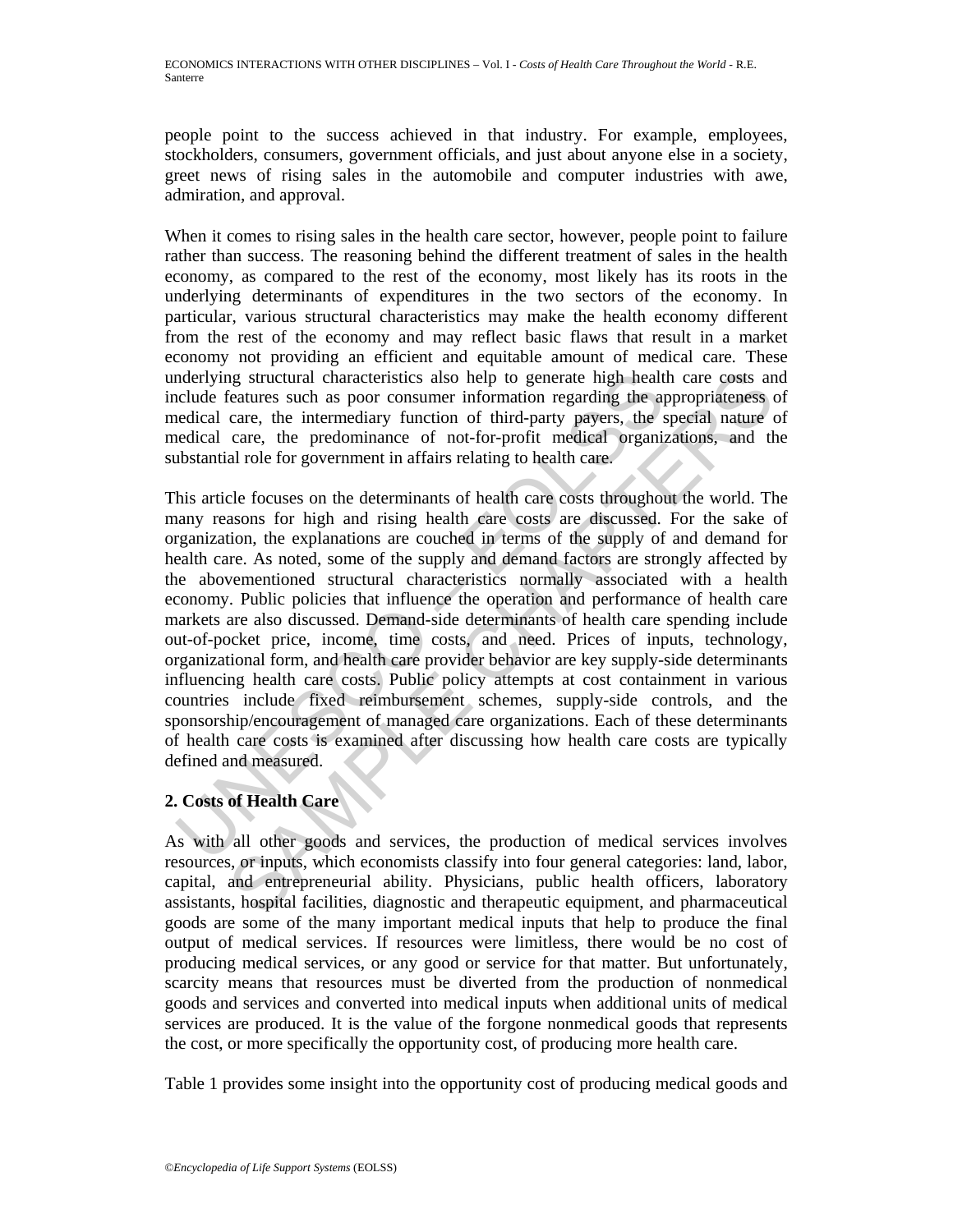people point to the success achieved in that industry. For example, employees, stockholders, consumers, government officials, and just about anyone else in a society, greet news of rising sales in the automobile and computer industries with awe, admiration, and approval.

When it comes to rising sales in the health care sector, however, people point to failure rather than success. The reasoning behind the different treatment of sales in the health economy, as compared to the rest of the economy, most likely has its roots in the underlying determinants of expenditures in the two sectors of the economy. In particular, various structural characteristics may make the health economy different from the rest of the economy and may reflect basic flaws that result in a market economy not providing an efficient and equitable amount of medical care. These underlying structural characteristics also help to generate high health care costs and include features such as poor consumer information regarding the appropriateness of medical care, the intermediary function of third-party payers, the special nature of medical care, the predominance of not-for-profit medical organizations, and the substantial role for government in affairs relating to health care.

This article focuses on the determinants of health care costs throughout the world. The many reasons for high and rising health care costs are discussed. For the sake of organization, the explanations are couched in terms of the supply of and demand for health care. As noted, some of the supply and demand factors are strongly affected by the abovementioned structural characteristics normally associated with a health economy. Public policies that influence the operation and performance of health care markets are also discussed. Demand-side determinants of health care spending include out-of-pocket price, income, time costs, and need. Prices of inputs, technology, organizational form, and health care provider behavior are key supply-side determinants influencing health care costs. Public policy attempts at cost containment in various countries include fixed reimbursement schemes, supply-side controls, and the sponsorship/encouragement of managed care organizations. Each of these determinants of health care costs is examined after discussing how health care costs are typically defined and measured.

## 2. Costs of Health Care

As with all other goods and services, the production of medical services involves resources, or inputs, which economists classify into four general categories: land, labor, capital, and entrepreneurial ability. Physicians, public health officers, laboratory assistants, hospital facilities, diagnostic and therapeutic equipment, and pharmaceutical goods are some of the many important medical inputs that help to produce the final output of medical services. If resources were limitless, there would be no cost of producing medical services, or any good or service for that matter. But unfortunately, scarcity means that resources must be diverted from the production of nonmedical goods and services and converted into medical inputs when additional units of medical services are produced. It is the value of the forgone nonmedical goods that represents the cost, or more specifically the opportunity cost, of producing more health care.

Table 1 provides some insight into the opportunity cost of producing medical goods and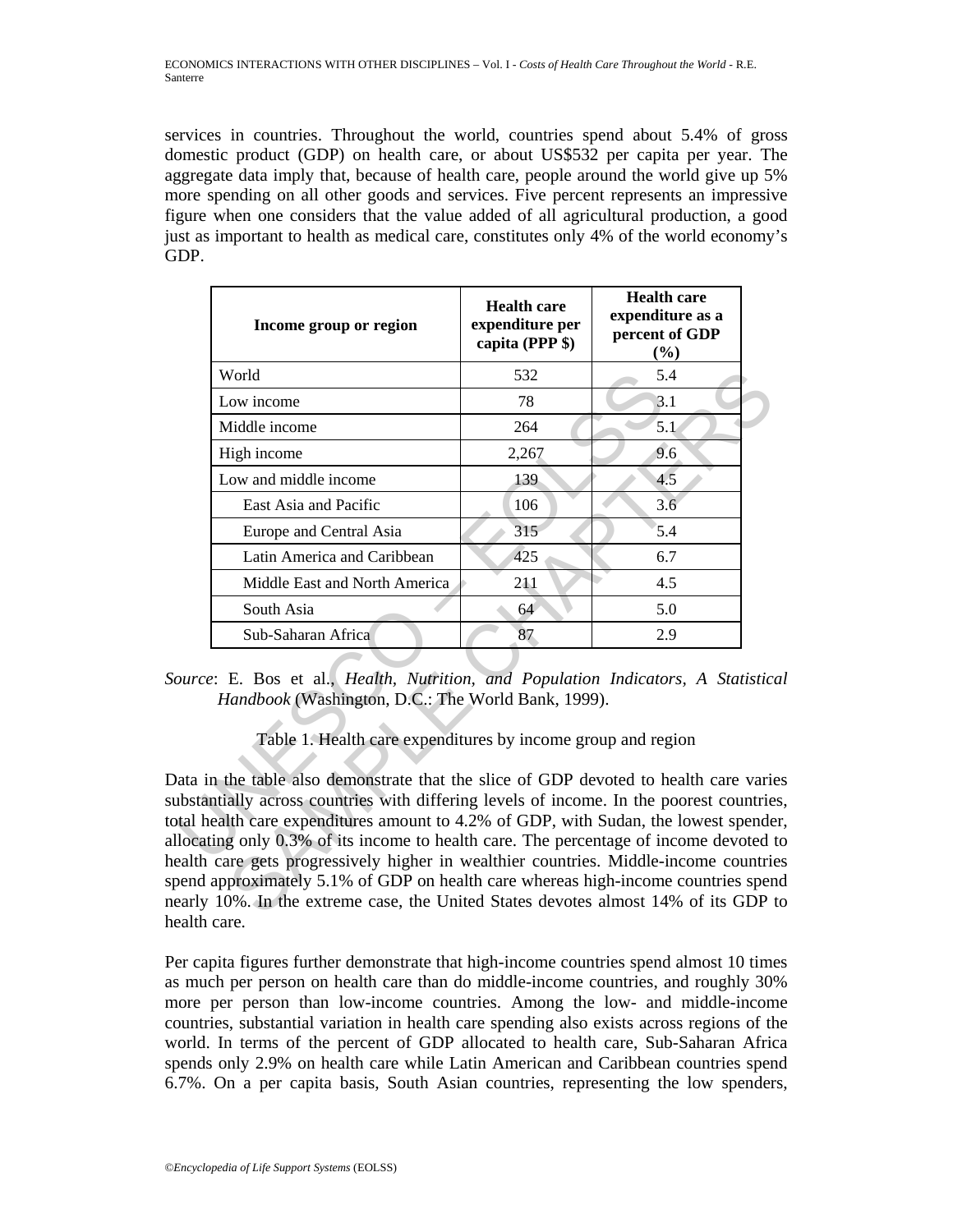services in countries. Throughout the world, countries spend about 5.4% of gross domestic product (GDP) on health care, or about US$532 per capita per year. The aggregate data imply that, because of health care, people around the world give up 5% more spending on all other goods and services. Five percent represents an impressive figure when one considers that the value added of all agricultural production, a good just as important to health as medical care, constitutes only 4% of the world economy's GDP.

| Income group or region | Health care expenditure per capita (PPP $) | Health care expenditure as a percent of GDP (%) |
|---|---|---|
| World | 532 | 5.4 |
| Low income | 78 | 3.1 |
| Middle income | 264 | 5.1 |
| High income | 2,267 | 9.6 |
| Low and middle income | 139 | 4.5 |
| East Asia and Pacific | 106 | 3.6 |
| Europe and Central Asia | 315 | 5.4 |
| Latin America and Caribbean | 425 | 6.7 |
| Middle East and North America | 211 | 4.5 |
| South Asia | 64 | 5.0 |
| Sub-Saharan Africa | 87 | 2.9 |

*Source*: E. Bos et al., *Health, Nutrition, and Population Indicators, A Statistical Handbook* (Washington, D.C.: The World Bank, 1999).

Table 1. Health care expenditures by income group and region

Data in the table also demonstrate that the slice of GDP devoted to health care varies substantially across countries with differing levels of income. In the poorest countries, total health care expenditures amount to 4.2% of GDP, with Sudan, the lowest spender, allocating only 0.3% of its income to health care. The percentage of income devoted to health care gets progressively higher in wealthier countries. Middle-income countries spend approximately 5.1% of GDP on health care whereas high-income countries spend nearly 10%. In the extreme case, the United States devotes almost 14% of its GDP to health care.

Per capita figures further demonstrate that high-income countries spend almost 10 times as much per person on health care than do middle-income countries, and roughly 30% more per person than low-income countries. Among the low- and middle-income countries, substantial variation in health care spending also exists across regions of the world. In terms of the percent of GDP allocated to health care, Sub-Saharan Africa spends only 2.9% on health care while Latin American and Caribbean countries spend 6.7%. On a per capita basis, South Asian countries, representing the low spenders,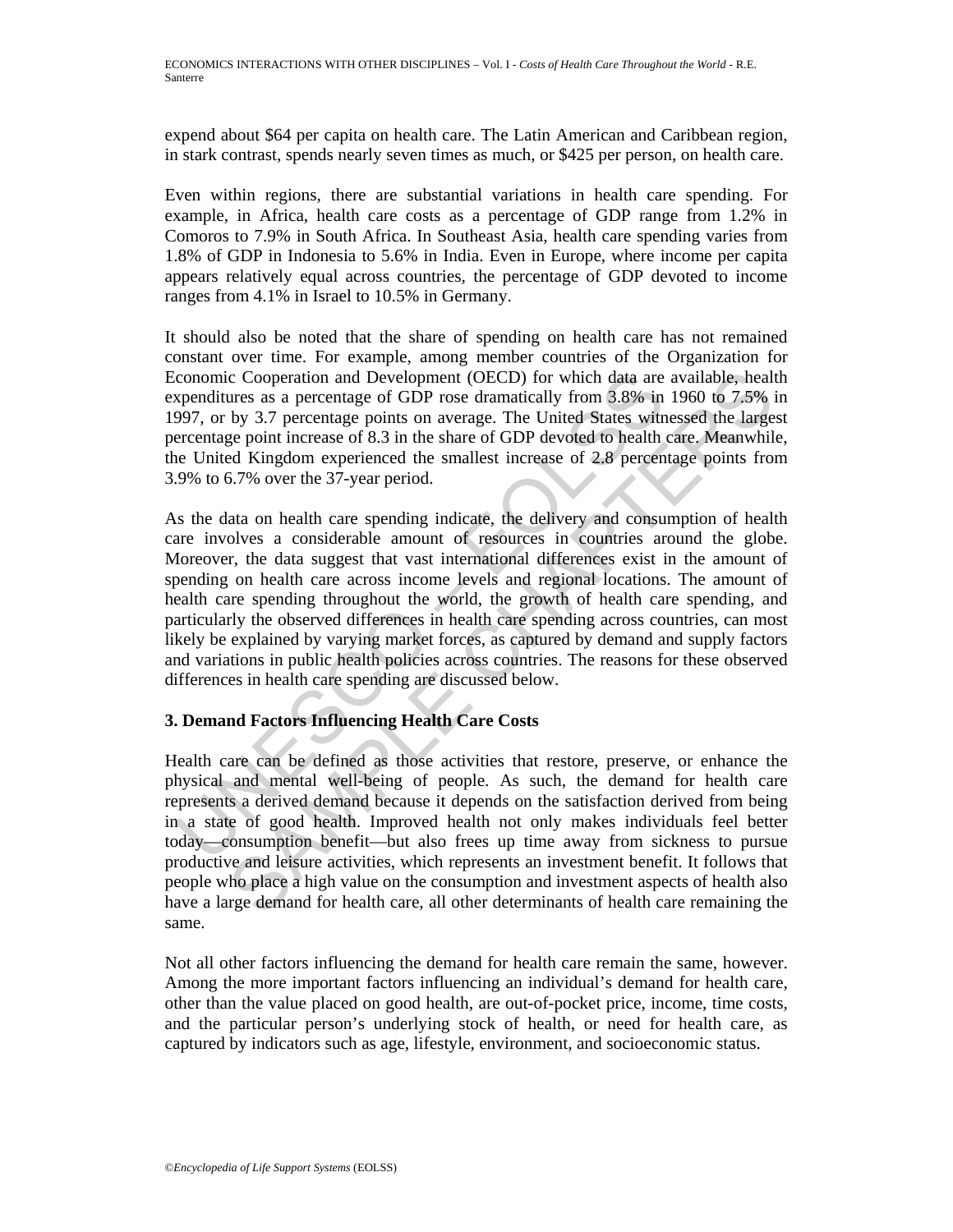expend about $64 per capita on health care. The Latin American and Caribbean region, in stark contrast, spends nearly seven times as much, or $425 per person, on health care.

Even within regions, there are substantial variations in health care spending. For example, in Africa, health care costs as a percentage of GDP range from 1.2% in Comoros to 7.9% in South Africa. In Southeast Asia, health care spending varies from 1.8% of GDP in Indonesia to 5.6% in India. Even in Europe, where income per capita appears relatively equal across countries, the percentage of GDP devoted to income ranges from 4.1% in Israel to 10.5% in Germany.

It should also be noted that the share of spending on health care has not remained constant over time. For example, among member countries of the Organization for Economic Cooperation and Development (OECD) for which data are available, health expenditures as a percentage of GDP rose dramatically from 3.8% in 1960 to 7.5% in 1997, or by 3.7 percentage points on average. The United States witnessed the largest percentage point increase of 8.3 in the share of GDP devoted to health care. Meanwhile, the United Kingdom experienced the smallest increase of 2.8 percentage points from 3.9% to 6.7% over the 37-year period.

As the data on health care spending indicate, the delivery and consumption of health care involves a considerable amount of resources in countries around the globe. Moreover, the data suggest that vast international differences exist in the amount of spending on health care across income levels and regional locations. The amount of health care spending throughout the world, the growth of health care spending, and particularly the observed differences in health care spending across countries, can most likely be explained by varying market forces, as captured by demand and supply factors and variations in public health policies across countries. The reasons for these observed differences in health care spending are discussed below.

## 3. Demand Factors Influencing Health Care Costs

Health care can be defined as those activities that restore, preserve, or enhance the physical and mental well-being of people. As such, the demand for health care represents a derived demand because it depends on the satisfaction derived from being in a state of good health. Improved health not only makes individuals feel better today—consumption benefit—but also frees up time away from sickness to pursue productive and leisure activities, which represents an investment benefit. It follows that people who place a high value on the consumption and investment aspects of health also have a large demand for health care, all other determinants of health care remaining the same.

Not all other factors influencing the demand for health care remain the same, however. Among the more important factors influencing an individual's demand for health care, other than the value placed on good health, are out-of-pocket price, income, time costs, and the particular person's underlying stock of health, or need for health care, as captured by indicators such as age, lifestyle, environment, and socioeconomic status.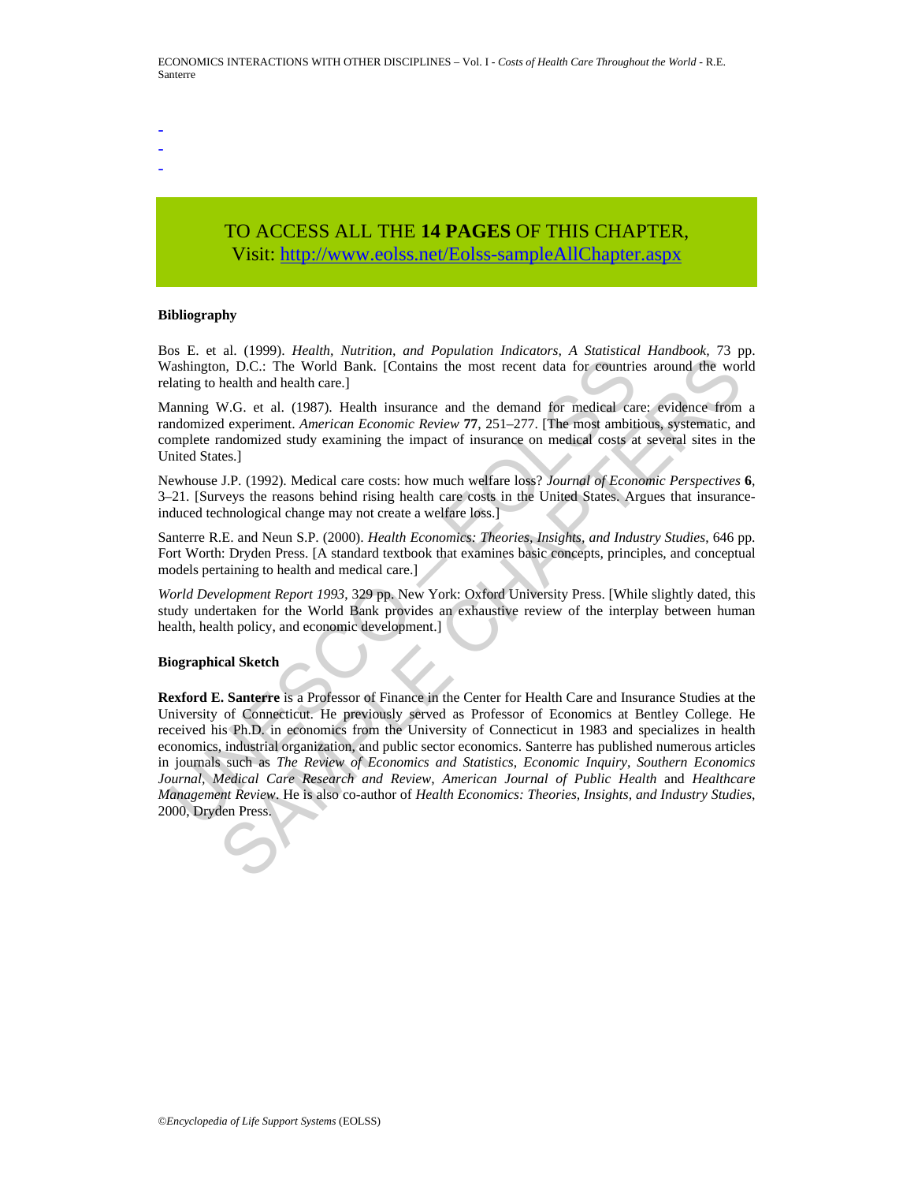-
-
-

TO ACCESS ALL THE **14 PAGES** OF THIS CHAPTER,
Visit: http://www.eolss.net/Eolss-sampleAllChapter.aspx

**Bibliography**

Bos E. et al. (1999). *Health, Nutrition, and Population Indicators, A Statistical Handbook*, 73 pp. Washington, D.C.: The World Bank. [Contains the most recent data for countries around the world relating to health and health care.]

Manning W.G. et al. (1987). Health insurance and the demand for medical care: evidence from a randomized experiment. *American Economic Review* **77**, 251–277. [The most ambitious, systematic, and complete randomized study examining the impact of insurance on medical costs at several sites in the United States.]

Newhouse J.P. (1992). Medical care costs: how much welfare loss? *Journal of Economic Perspectives* **6**, 3–21. [Surveys the reasons behind rising health care costs in the United States. Argues that insurance-induced technological change may not create a welfare loss.]

Santerre R.E. and Neun S.P. (2000). *Health Economics: Theories, Insights, and Industry Studies*, 646 pp. Fort Worth: Dryden Press. [A standard textbook that examines basic concepts, principles, and conceptual models pertaining to health and medical care.]

*World Development Report 1993*, 329 pp. New York: Oxford University Press. [While slightly dated, this study undertaken for the World Bank provides an exhaustive review of the interplay between human health, health policy, and economic development.]

**Biographical Sketch**

**Rexford E. Santerre** is a Professor of Finance in the Center for Health Care and Insurance Studies at the University of Connecticut. He previously served as Professor of Economics at Bentley College. He received his Ph.D. in economics from the University of Connecticut in 1983 and specializes in health economics, industrial organization, and public sector economics. Santerre has published numerous articles in journals such as *The Review of Economics and Statistics*, *Economic Inquiry*, *Southern Economics Journal*, *Medical Care Research and Review*, *American Journal of Public Health* and *Healthcare Management Review*. He is also co-author of *Health Economics: Theories, Insights, and Industry Studies*, 2000, Dryden Press.